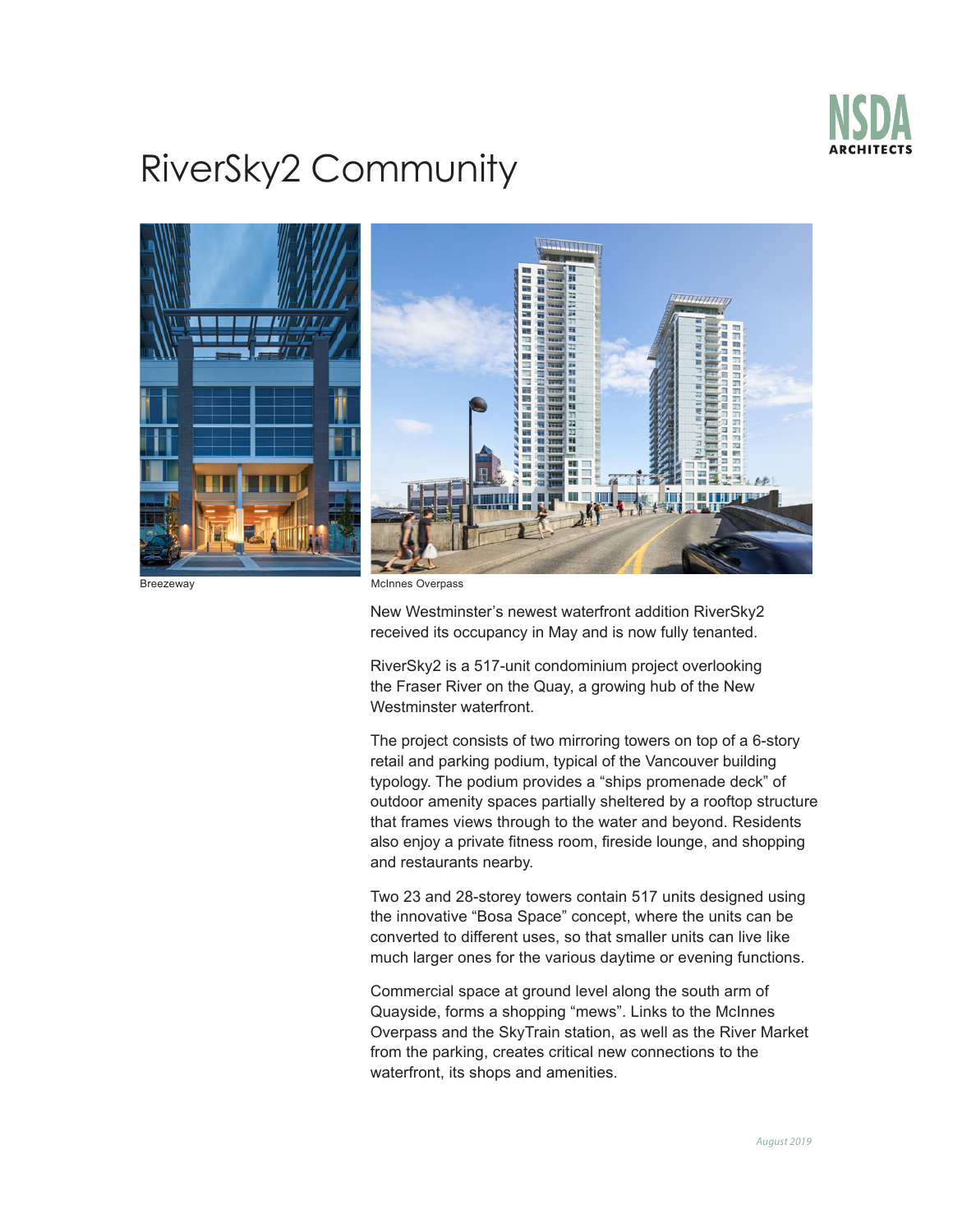NSDA ARCHITECTS

# RiverSky2 Community

Breezeway

McInnes Overpass

New Westminster's newest waterfront addition RiverSky2 received its occupancy in May and is now fully tenanted.

RiverSky2 is a 517-unit condominium project overlooking the Fraser River on the Quay, a growing hub of the New Westminster waterfront.

The project consists of two mirroring towers on top of a 6-story retail and parking podium, typical of the Vancouver building typology. The podium provides a "ships promenade deck" of outdoor amenity spaces partially sheltered by a rooftop structure that frames views through to the water and beyond. Residents also enjoy a private fitness room, fireside lounge, and shopping and restaurants nearby.

Two 23 and 28-storey towers contain 517 units designed using the innovative "Bosa Space" concept, where the units can be converted to different uses, so that smaller units can live like much larger ones for the various daytime or evening functions.

Commercial space at ground level along the south arm of Quayside, forms a shopping "mews". Links to the McInnes Overpass and the SkyTrain station, as well as the River Market from the parking, creates critical new connections to the waterfront, its shops and amenities.

*August 2019*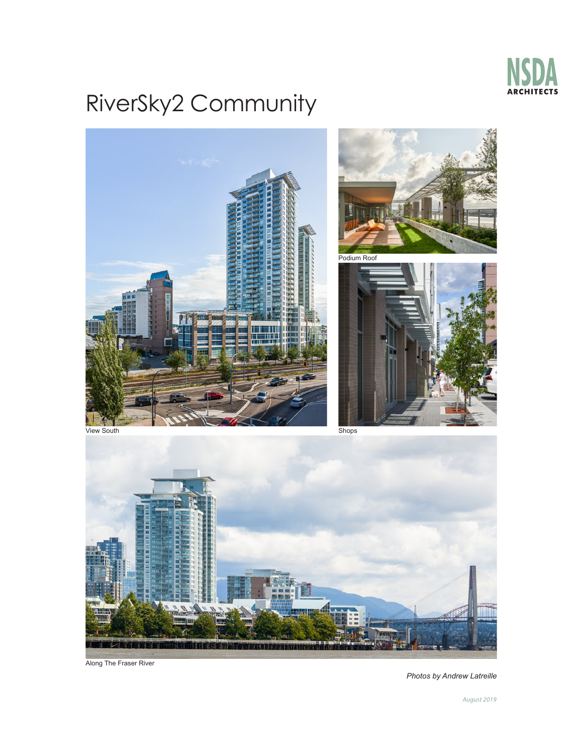NSDA
ARCHITECTS

# RiverSky2 Community

View South

Podium Roof

Shops

Along The Fraser River

*Photos by Andrew Latreille*

*August 2019*